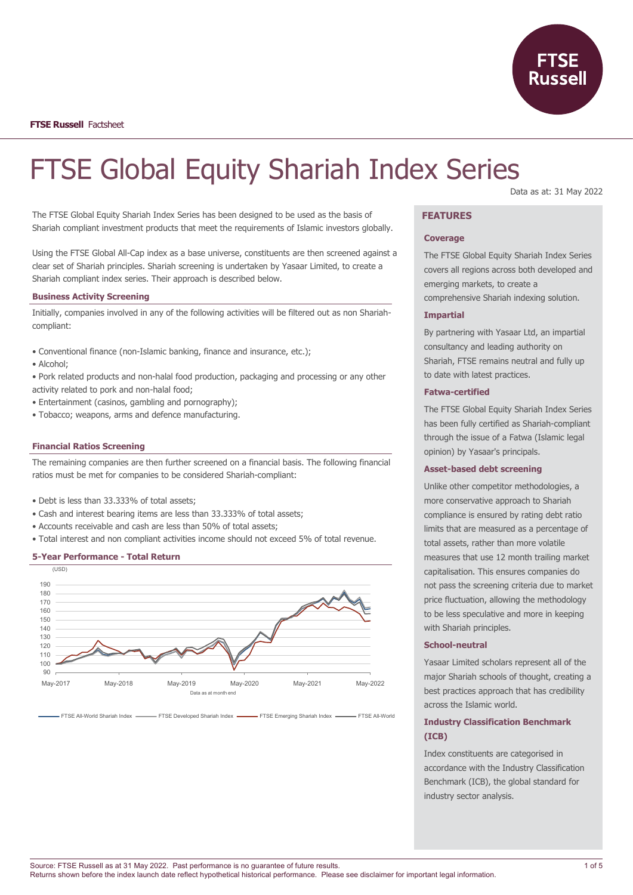**FTSE Russell** Factsheet

# FTSE Global Equity Shariah Index Series

Data as at: 31 May 2022

The FTSE Global Equity Shariah Index Series has been designed to be used as the basis of Shariah compliant investment products that meet the requirements of Islamic investors globally.

Using the FTSE Global All-Cap index as a base universe, constituents are then screened against a clear set of Shariah principles. Shariah screening is undertaken by Yasaar Limited, to create a Shariah compliant index series. Their approach is described below.

### Business Activity Screening

Initially, companies involved in any of the following activities will be filtered out as non Shariah-compliant:

- Conventional finance (non-Islamic banking, finance and insurance, etc.);
- Alcohol;
- Pork related products and non-halal food production, packaging and processing or any other activity related to pork and non-halal food;
- Entertainment (casinos, gambling and pornography);
- Tobacco; weapons, arms and defence manufacturing.

### Financial Ratios Screening

The remaining companies are then further screened on a financial basis. The following financial ratios must be met for companies to be considered Shariah-compliant:

- Debt is less than 33.333% of total assets;
- Cash and interest bearing items are less than 33.333% of total assets;
- Accounts receivable and cash are less than 50% of total assets;
- Total interest and non compliant activities income should not exceed 5% of total revenue.

### 5-Year Performance - Total Return

(USD)

Data as at month end

FTSE All-World Shariah Index — FTSE Developed Shariah Index — FTSE Emerging Shariah Index — FTSE All-World

## FEATURES

### Coverage

The FTSE Global Equity Shariah Index Series covers all regions across both developed and emerging markets, to create a comprehensive Shariah indexing solution.

### Impartial

By partnering with Yasaar Ltd, an impartial consultancy and leading authority on Shariah, FTSE remains neutral and fully up to date with latest practices.

### Fatwa-certified

The FTSE Global Equity Shariah Index Series has been fully certified as Shariah-compliant through the issue of a Fatwa (Islamic legal opinion) by Yasaar's principals.

### Asset-based debt screening

Unlike other competitor methodologies, a more conservative approach to Shariah compliance is ensured by rating debt ratio limits that are measured as a percentage of total assets, rather than more volatile measures that use 12 month trailing market capitalisation. This ensures companies do not pass the screening criteria due to market price fluctuation, allowing the methodology to be less speculative and more in keeping with Shariah principles.

### School-neutral

Yasaar Limited scholars represent all of the major Shariah schools of thought, creating a best practices approach that has credibility across the Islamic world.

### Industry Classification Benchmark (ICB)

Index constituents are categorised in accordance with the Industry Classification Benchmark (ICB), the global standard for industry sector analysis.

Source: FTSE Russell as at 31 May 2022. Past performance is no guarantee of future results.
Returns shown before the index launch date reflect hypothetical historical performance. Please see disclaimer for important legal information.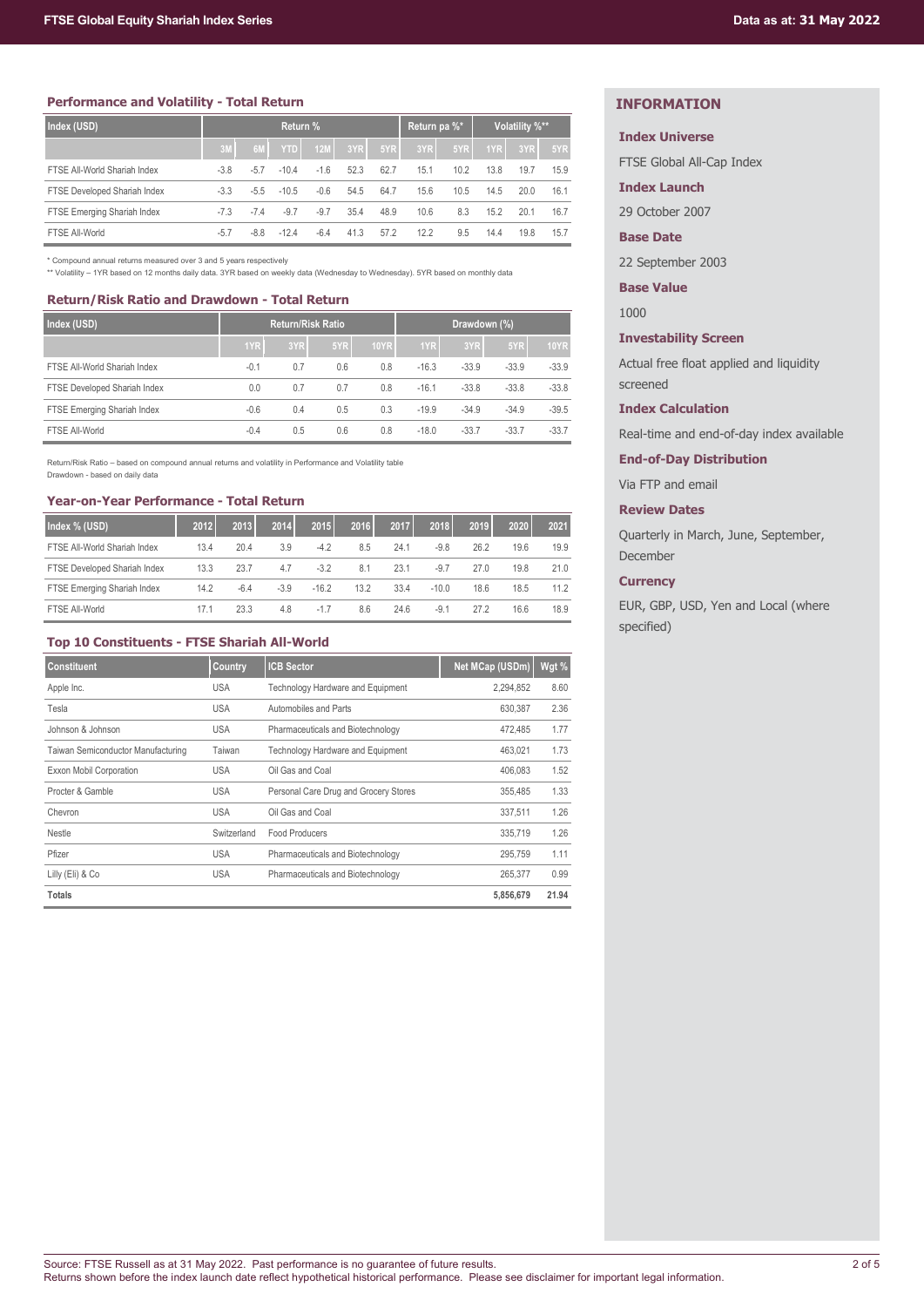## Performance and Volatility - Total Return

| Index (USD) | Return % | | | | | | Return pa %* | | Volatility %** | | |
|---|---|---|---|---|---|---|---|---|---|---|---|
| | 3M | 6M | YTD | 12M | 3YR | 5YR | 3YR | 5YR | 1YR | 3YR | 5YR |
| FTSE All-World Shariah Index | -3.8 | -5.7 | -10.4 | -1.6 | 52.3 | 62.7 | 15.1 | 10.2 | 13.8 | 19.7 | 15.9 |
| FTSE Developed Shariah Index | -3.3 | -5.5 | -10.5 | -0.6 | 54.5 | 64.7 | 15.6 | 10.5 | 14.5 | 20.0 | 16.1 |
| FTSE Emerging Shariah Index | -7.3 | -7.4 | -9.7 | -9.7 | 35.4 | 48.9 | 10.6 | 8.3 | 15.2 | 20.1 | 16.7 |
| FTSE All-World | -5.7 | -8.8 | -12.4 | -6.4 | 41.3 | 57.2 | 12.2 | 9.5 | 14.4 | 19.8 | 15.7 |

\* Compound annual returns measured over 3 and 5 years respectively
\*\* Volatility – 1YR based on 12 months daily data. 3YR based on weekly data (Wednesday to Wednesday). 5YR based on monthly data

## Return/Risk Ratio and Drawdown - Total Return

| Index (USD) | Return/Risk Ratio | | | | Drawdown (%) | | | |
|---|---|---|---|---|---|---|---|---|
| | 1YR | 3YR | 5YR | 10YR | 1YR | 3YR | 5YR | 10YR |
| FTSE All-World Shariah Index | -0.1 | 0.7 | 0.6 | 0.8 | -16.3 | -33.9 | -33.9 | -33.9 |
| FTSE Developed Shariah Index | 0.0 | 0.7 | 0.7 | 0.8 | -16.1 | -33.8 | -33.8 | -33.8 |
| FTSE Emerging Shariah Index | -0.6 | 0.4 | 0.5 | 0.3 | -19.9 | -34.9 | -34.9 | -39.5 |
| FTSE All-World | -0.4 | 0.5 | 0.6 | 0.8 | -18.0 | -33.7 | -33.7 | -33.7 |

Return/Risk Ratio – based on compound annual returns and volatility in Performance and Volatility table
Drawdown - based on daily data

## Year-on-Year Performance - Total Return

| Index % (USD) | 2012 | 2013 | 2014 | 2015 | 2016 | 2017 | 2018 | 2019 | 2020 | 2021 |
|---|---|---|---|---|---|---|---|---|---|---|
| FTSE All-World Shariah Index | 13.4 | 20.4 | 3.9 | -4.2 | 8.5 | 24.1 | -9.8 | 26.2 | 19.6 | 19.9 |
| FTSE Developed Shariah Index | 13.3 | 23.7 | 4.7 | -3.2 | 8.1 | 23.1 | -9.7 | 27.0 | 19.8 | 21.0 |
| FTSE Emerging Shariah Index | 14.2 | -6.4 | -3.9 | -16.2 | 13.2 | 33.4 | -10.0 | 18.6 | 18.5 | 11.2 |
| FTSE All-World | 17.1 | 23.3 | 4.8 | -1.7 | 8.6 | 24.6 | -9.1 | 27.2 | 16.6 | 18.9 |

## Top 10 Constituents - FTSE Shariah All-World

| Constituent | Country | ICB Sector | Net MCap (USDm) | Wgt % |
|---|---|---|---|---|
| Apple Inc. | USA | Technology Hardware and Equipment | 2,294,852 | 8.60 |
| Tesla | USA | Automobiles and Parts | 630,387 | 2.36 |
| Johnson & Johnson | USA | Pharmaceuticals and Biotechnology | 472,485 | 1.77 |
| Taiwan Semiconductor Manufacturing | Taiwan | Technology Hardware and Equipment | 463,021 | 1.73 |
| Exxon Mobil Corporation | USA | Oil Gas and Coal | 406,083 | 1.52 |
| Procter & Gamble | USA | Personal Care Drug and Grocery Stores | 355,485 | 1.33 |
| Chevron | USA | Oil Gas and Coal | 337,511 | 1.26 |
| Nestle | Switzerland | Food Producers | 335,719 | 1.26 |
| Pfizer | USA | Pharmaceuticals and Biotechnology | 295,759 | 1.11 |
| Lilly (Eli) & Co | USA | Pharmaceuticals and Biotechnology | 265,377 | 0.99 |
| **Totals** | | | **5,856,679** | **21.94** |

## INFORMATION

**Index Universe**

FTSE Global All-Cap Index

**Index Launch**

29 October 2007

**Base Date**

22 September 2003

**Base Value**

1000

**Investability Screen**

Actual free float applied and liquidity screened

**Index Calculation**

Real-time and end-of-day index available

**End-of-Day Distribution**

Via FTP and email

**Review Dates**

Quarterly in March, June, September, December

**Currency**

EUR, GBP, USD, Yen and Local (where specified)

Source: FTSE Russell as at 31 May 2022. Past performance is no guarantee of future results.
Returns shown before the index launch date reflect hypothetical historical performance. Please see disclaimer for important legal information.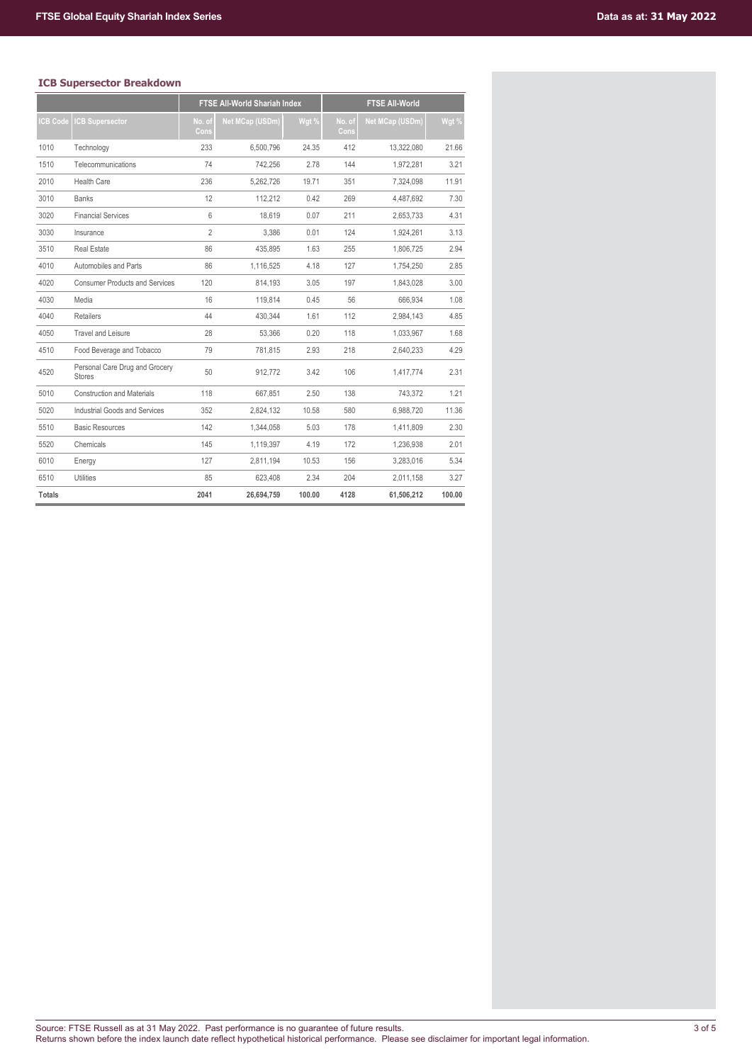### ICB Supersector Breakdown

| | | FTSE All-World Shariah Index | | | FTSE All-World | | |
|---|---|---|---|---|---|---|---|
| ICB Code | ICB Supersector | No. of Cons | Net MCap (USDm) | Wgt % | No. of Cons | Net MCap (USDm) | Wgt % |
| 1010 | Technology | 233 | 6,500,796 | 24.35 | 412 | 13,322,080 | 21.66 |
| 1510 | Telecommunications | 74 | 742,256 | 2.78 | 144 | 1,972,281 | 3.21 |
| 2010 | Health Care | 236 | 5,262,726 | 19.71 | 351 | 7,324,098 | 11.91 |
| 3010 | Banks | 12 | 112,212 | 0.42 | 269 | 4,487,692 | 7.30 |
| 3020 | Financial Services | 6 | 18,619 | 0.07 | 211 | 2,653,733 | 4.31 |
| 3030 | Insurance | 2 | 3,386 | 0.01 | 124 | 1,924,261 | 3.13 |
| 3510 | Real Estate | 86 | 435,895 | 1.63 | 255 | 1,806,725 | 2.94 |
| 4010 | Automobiles and Parts | 86 | 1,116,525 | 4.18 | 127 | 1,754,250 | 2.85 |
| 4020 | Consumer Products and Services | 120 | 814,193 | 3.05 | 197 | 1,843,028 | 3.00 |
| 4030 | Media | 16 | 119,814 | 0.45 | 56 | 666,934 | 1.08 |
| 4040 | Retailers | 44 | 430,344 | 1.61 | 112 | 2,984,143 | 4.85 |
| 4050 | Travel and Leisure | 28 | 53,366 | 0.20 | 118 | 1,033,967 | 1.68 |
| 4510 | Food Beverage and Tobacco | 79 | 781,815 | 2.93 | 218 | 2,640,233 | 4.29 |
| 4520 | Personal Care Drug and Grocery Stores | 50 | 912,772 | 3.42 | 106 | 1,417,774 | 2.31 |
| 5010 | Construction and Materials | 118 | 667,851 | 2.50 | 138 | 743,372 | 1.21 |
| 5020 | Industrial Goods and Services | 352 | 2,824,132 | 10.58 | 580 | 6,988,720 | 11.36 |
| 5510 | Basic Resources | 142 | 1,344,058 | 5.03 | 178 | 1,411,809 | 2.30 |
| 5520 | Chemicals | 145 | 1,119,397 | 4.19 | 172 | 1,236,938 | 2.01 |
| 6010 | Energy | 127 | 2,811,194 | 10.53 | 156 | 3,283,016 | 5.34 |
| 6510 | Utilities | 85 | 623,408 | 2.34 | 204 | 2,011,158 | 3.27 |
| **Totals** | | **2041** | **26,694,759** | **100.00** | **4128** | **61,506,212** | **100.00** |

Source: FTSE Russell as at 31 May 2022. Past performance is no guarantee of future results.
Returns shown before the index launch date reflect hypothetical historical performance. Please see disclaimer for important legal information.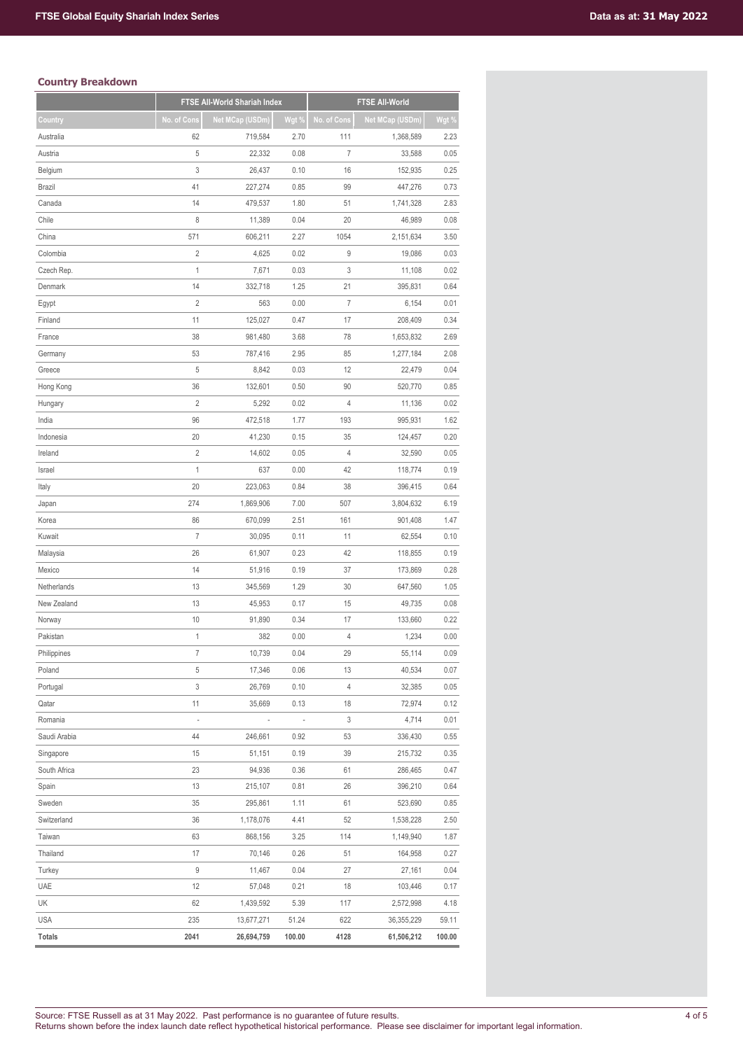### Country Breakdown

| | FTSE All-World Shariah Index | | | FTSE All-World | | |
|---|---|---|---|---|---|---|
| Country | No. of Cons | Net MCap (USDm) | Wgt % | No. of Cons | Net MCap (USDm) | Wgt % |
| Australia | 62 | 719,584 | 2.70 | 111 | 1,368,589 | 2.23 |
| Austria | 5 | 22,332 | 0.08 | 7 | 33,588 | 0.05 |
| Belgium | 3 | 26,437 | 0.10 | 16 | 152,935 | 0.25 |
| Brazil | 41 | 227,274 | 0.85 | 99 | 447,276 | 0.73 |
| Canada | 14 | 479,537 | 1.80 | 51 | 1,741,328 | 2.83 |
| Chile | 8 | 11,389 | 0.04 | 20 | 46,989 | 0.08 |
| China | 571 | 606,211 | 2.27 | 1054 | 2,151,634 | 3.50 |
| Colombia | 2 | 4,625 | 0.02 | 9 | 19,086 | 0.03 |
| Czech Rep. | 1 | 7,671 | 0.03 | 3 | 11,108 | 0.02 |
| Denmark | 14 | 332,718 | 1.25 | 21 | 395,831 | 0.64 |
| Egypt | 2 | 563 | 0.00 | 7 | 6,154 | 0.01 |
| Finland | 11 | 125,027 | 0.47 | 17 | 208,409 | 0.34 |
| France | 38 | 981,480 | 3.68 | 78 | 1,653,832 | 2.69 |
| Germany | 53 | 787,416 | 2.95 | 85 | 1,277,184 | 2.08 |
| Greece | 5 | 8,842 | 0.03 | 12 | 22,479 | 0.04 |
| Hong Kong | 36 | 132,601 | 0.50 | 90 | 520,770 | 0.85 |
| Hungary | 2 | 5,292 | 0.02 | 4 | 11,136 | 0.02 |
| India | 96 | 472,518 | 1.77 | 193 | 995,931 | 1.62 |
| Indonesia | 20 | 41,230 | 0.15 | 35 | 124,457 | 0.20 |
| Ireland | 2 | 14,602 | 0.05 | 4 | 32,590 | 0.05 |
| Israel | 1 | 637 | 0.00 | 42 | 118,774 | 0.19 |
| Italy | 20 | 223,063 | 0.84 | 38 | 396,415 | 0.64 |
| Japan | 274 | 1,869,906 | 7.00 | 507 | 3,804,632 | 6.19 |
| Korea | 86 | 670,099 | 2.51 | 161 | 901,408 | 1.47 |
| Kuwait | 7 | 30,095 | 0.11 | 11 | 62,554 | 0.10 |
| Malaysia | 26 | 61,907 | 0.23 | 42 | 118,855 | 0.19 |
| Mexico | 14 | 51,916 | 0.19 | 37 | 173,869 | 0.28 |
| Netherlands | 13 | 345,569 | 1.29 | 30 | 647,560 | 1.05 |
| New Zealand | 13 | 45,953 | 0.17 | 15 | 49,735 | 0.08 |
| Norway | 10 | 91,890 | 0.34 | 17 | 133,660 | 0.22 |
| Pakistan | 1 | 382 | 0.00 | 4 | 1,234 | 0.00 |
| Philippines | 7 | 10,739 | 0.04 | 29 | 55,114 | 0.09 |
| Poland | 5 | 17,346 | 0.06 | 13 | 40,534 | 0.07 |
| Portugal | 3 | 26,769 | 0.10 | 4 | 32,385 | 0.05 |
| Qatar | 11 | 35,669 | 0.13 | 18 | 72,974 | 0.12 |
| Romania | - | - | - | 3 | 4,714 | 0.01 |
| Saudi Arabia | 44 | 246,661 | 0.92 | 53 | 336,430 | 0.55 |
| Singapore | 15 | 51,151 | 0.19 | 39 | 215,732 | 0.35 |
| South Africa | 23 | 94,936 | 0.36 | 61 | 286,465 | 0.47 |
| Spain | 13 | 215,107 | 0.81 | 26 | 396,210 | 0.64 |
| Sweden | 35 | 295,861 | 1.11 | 61 | 523,690 | 0.85 |
| Switzerland | 36 | 1,178,076 | 4.41 | 52 | 1,538,228 | 2.50 |
| Taiwan | 63 | 868,156 | 3.25 | 114 | 1,149,940 | 1.87 |
| Thailand | 17 | 70,146 | 0.26 | 51 | 164,958 | 0.27 |
| Turkey | 9 | 11,467 | 0.04 | 27 | 27,161 | 0.04 |
| UAE | 12 | 57,048 | 0.21 | 18 | 103,446 | 0.17 |
| UK | 62 | 1,439,592 | 5.39 | 117 | 2,572,998 | 4.18 |
| USA | 235 | 13,677,271 | 51.24 | 622 | 36,355,229 | 59.11 |
| **Totals** | **2041** | **26,694,759** | **100.00** | **4128** | **61,506,212** | **100.00** |

Source: FTSE Russell as at 31 May 2022. Past performance is no guarantee of future results.
Returns shown before the index launch date reflect hypothetical historical performance. Please see disclaimer for important legal information.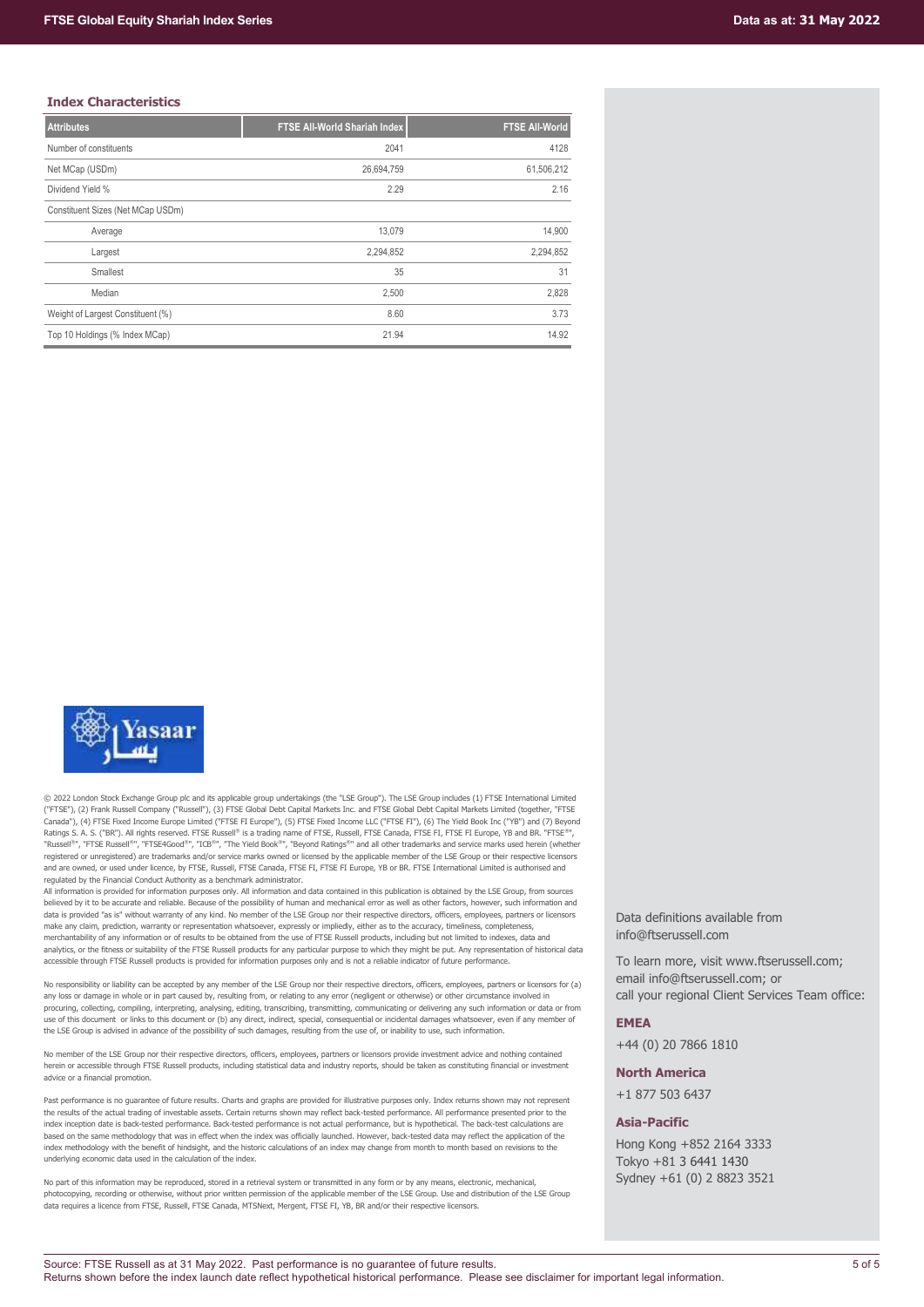## Index Characteristics

| Attributes | FTSE All-World Shariah Index | FTSE All-World |
|---|---|---|
| Number of constituents | 2041 | 4128 |
| Net MCap (USDm) | 26,694,759 | 61,506,212 |
| Dividend Yield % | 2.29 | 2.16 |
| Constituent Sizes (Net MCap USDm) | | |
| Average | 13,079 | 14,900 |
| Largest | 2,294,852 | 2,294,852 |
| Smallest | 35 | 31 |
| Median | 2,500 | 2,828 |
| Weight of Largest Constituent (%) | 8.60 | 3.73 |
| Top 10 Holdings (% Index MCap) | 21.94 | 14.92 |

Yasaar يسار

© 2022 London Stock Exchange Group plc and its applicable group undertakings (the "LSE Group"). The LSE Group includes (1) FTSE International Limited ("FTSE"), (2) Frank Russell Company ("Russell"), (3) FTSE Global Debt Capital Markets Inc. and FTSE Global Debt Capital Markets Limited (together, "FTSE Canada"), (4) FTSE Fixed Income Europe Limited ("FTSE FI Europe"), (5) FTSE Fixed Income LLC ("FTSE FI"), (6) The Yield Book Inc ("YB") and (7) Beyond Ratings S. A. S. ("BR"). All rights reserved. FTSE Russell® is a trading name of FTSE, Russell, FTSE Canada, FTSE FI, FTSE FI Europe, YB and BR. "FTSE®", "Russell®", "FTSE Russell®", "FTSE4Good®", "ICB®", "The Yield Book®", "Beyond Ratings®" and all other trademarks and service marks used herein (whether registered or unregistered) are trademarks and/or service marks owned or licensed by the applicable member of the LSE Group or their respective licensors and are owned, or used under licence, by FTSE, Russell, FTSE Canada, FTSE FI, FTSE FI Europe, YB or BR. FTSE International Limited is authorised and regulated by the Financial Conduct Authority as a benchmark administrator.

All information is provided for information purposes only. All information and data contained in this publication is obtained by the LSE Group, from sources believed by it to be accurate and reliable. Because of the possibility of human and mechanical error as well as other factors, however, such information and data is provided "as is" without warranty of any kind. No member of the LSE Group nor their respective directors, officers, employees, partners or licensors make any claim, prediction, warranty or representation whatsoever, expressly or impliedly, either as to the accuracy, timeliness, completeness, merchantability of any information or of results to be obtained from the use of FTSE Russell products, including but not limited to indexes, data and analytics, or the fitness or suitability of the FTSE Russell products for any particular purpose to which they might be put. Any representation of historical data accessible through FTSE Russell products is provided for information purposes only and is not a reliable indicator of future performance.

No responsibility or liability can be accepted by any member of the LSE Group nor their respective directors, officers, employees, partners or licensors for (a) any loss or damage in whole or in part caused by, resulting from, or relating to any error (negligent or otherwise) or other circumstance involved in procuring, collecting, compiling, interpreting, analysing, editing, transcribing, transmitting, communicating or delivering any such information or data or from use of this document or links to this document or (b) any direct, indirect, special, consequential or incidental damages whatsoever, even if any member of the LSE Group is advised in advance of the possibility of such damages, resulting from the use of, or inability to use, such information.

No member of the LSE Group nor their respective directors, officers, employees, partners or licensors provide investment advice and nothing contained herein or accessible through FTSE Russell products, including statistical data and industry reports, should be taken as constituting financial or investment advice or a financial promotion.

Past performance is no guarantee of future results. Charts and graphs are provided for illustrative purposes only. Index returns shown may not represent the results of the actual trading of investable assets. Certain returns shown may reflect back-tested performance. All performance presented prior to the index inception date is back-tested performance. Back-tested performance is not actual performance, but is hypothetical. The back-test calculations are based on the same methodology that was in effect when the index was officially launched. However, back-tested data may reflect the application of the index methodology with the benefit of hindsight, and the historic calculations of an index may change from month to month based on revisions to the underlying economic data used in the calculation of the index.

No part of this information may be reproduced, stored in a retrieval system or transmitted in any form or by any means, electronic, mechanical, photocopying, recording or otherwise, without prior written permission of the applicable member of the LSE Group. Use and distribution of the LSE Group data requires a licence from FTSE, Russell, FTSE Canada, MTSNext, Mergent, FTSE FI, YB, BR and/or their respective licensors.

Data definitions available from info@ftserussell.com

To learn more, visit www.ftserussell.com; email info@ftserussell.com; or call your regional Client Services Team office:

**EMEA**

+44 (0) 20 7866 1810

**North America**

+1 877 503 6437

**Asia-Pacific**

Hong Kong +852 2164 3333
Tokyo +81 3 6441 1430
Sydney +61 (0) 2 8823 3521

Source: FTSE Russell as at 31 May 2022. Past performance is no guarantee of future results.
Returns shown before the index launch date reflect hypothetical historical performance. Please see disclaimer for important legal information.